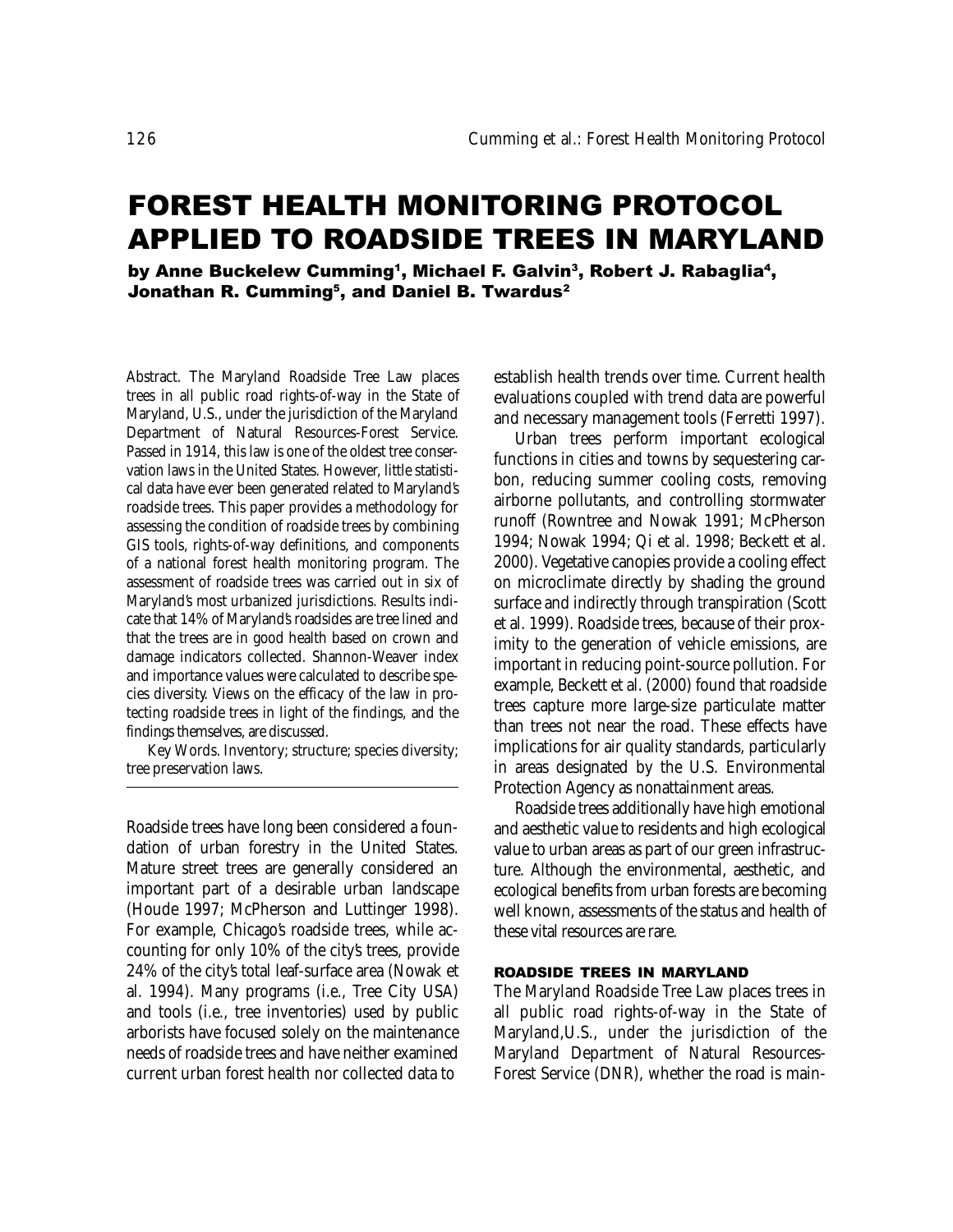# FOREST HEALTH MONITORING PROTOCOL APPLIED TO ROADSIDE TREES IN MARYLAND

**by Anne Buckelew Cumming[1], Michael F. Galvin[3], Robert J. Rabaglia[4], Jonathan R. Cumming[5], and Daniel B. Twardus[2]**

Abstract. The Maryland Roadside Tree Law places trees in all public road rights-of-way in the State of Maryland, U.S., under the jurisdiction of the Maryland Department of Natural Resources-Forest Service. Passed in 1914, this law is one of the oldest tree conservation laws in the United States. However, little statistical data have ever been generated related to Maryland's roadside trees. This paper provides a methodology for assessing the condition of roadside trees by combining GIS tools, rights-of-way definitions, and components of a national forest health monitoring program. The assessment of roadside trees was carried out in six of Maryland's most urbanized jurisdictions. Results indicate that 14% of Maryland's roadsides are tree lined and that the trees are in good health based on crown and damage indicators collected. Shannon-Weaver index and importance values were calculated to describe species diversity. Views on the efficacy of the law in protecting roadside trees in light of the findings, and the findings themselves, are discussed.

Key Words. Inventory; structure; species diversity; tree preservation laws.

Roadside trees have long been considered a foundation of urban forestry in the United States. Mature street trees are generally considered an important part of a desirable urban landscape (Houde 1997; McPherson and Luttinger 1998). For example, Chicago's roadside trees, while accounting for only 10% of the city's trees, provide 24% of the city's total leaf-surface area (Nowak et al. 1994). Many programs (i.e., Tree City USA) and tools (i.e., tree inventories) used by public arborists have focused solely on the maintenance needs of roadside trees and have neither examined current urban forest health nor collected data to establish health trends over time. Current health evaluations coupled with trend data are powerful and necessary management tools (Ferretti 1997).

Urban trees perform important ecological functions in cities and towns by sequestering carbon, reducing summer cooling costs, removing airborne pollutants, and controlling stormwater runoff (Rowntree and Nowak 1991; McPherson 1994; Nowak 1994; Qi et al. 1998; Beckett et al. 2000). Vegetative canopies provide a cooling effect on microclimate directly by shading the ground surface and indirectly through transpiration (Scott et al. 1999). Roadside trees, because of their proximity to the generation of vehicle emissions, are important in reducing point-source pollution. For example, Beckett et al. (2000) found that roadside trees capture more large-size particulate matter than trees not near the road. These effects have implications for air quality standards, particularly in areas designated by the U.S. Environmental Protection Agency as nonattainment areas.

Roadside trees additionally have high emotional and aesthetic value to residents and high ecological value to urban areas as part of our green infrastructure. Although the environmental, aesthetic, and ecological benefits from urban forests are becoming well known, assessments of the status and health of these vital resources are rare.

## ROADSIDE TREES IN MARYLAND

The Maryland Roadside Tree Law places trees in all public road rights-of-way in the State of Maryland,U.S., under the jurisdiction of the Maryland Department of Natural Resources-Forest Service (DNR), whether the road is main-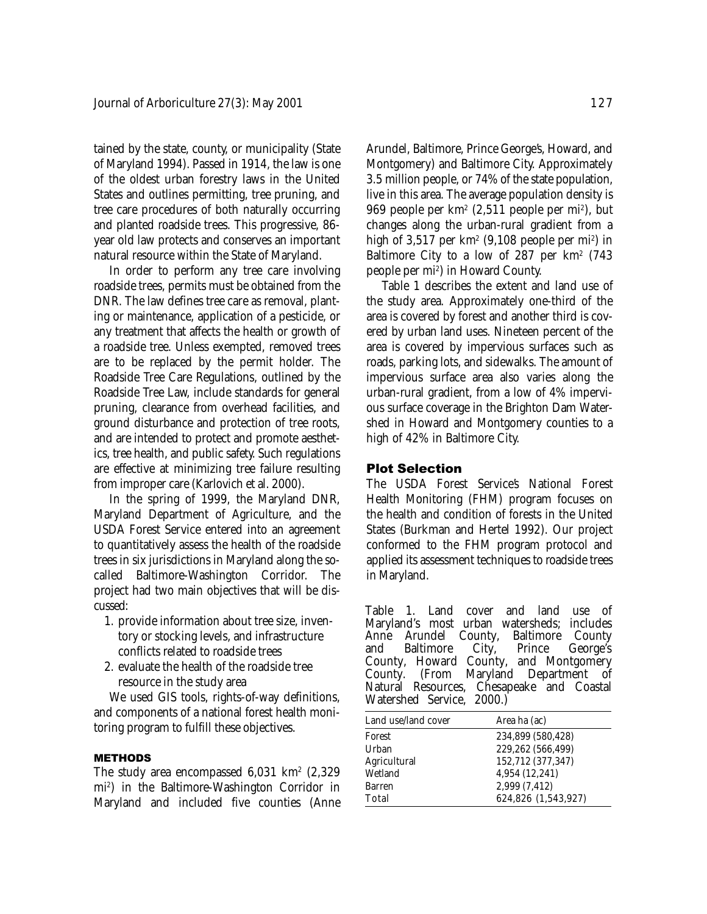tained by the state, county, or municipality (State of Maryland 1994). Passed in 1914, the law is one of the oldest urban forestry laws in the United States and outlines permitting, tree pruning, and tree care procedures of both naturally occurring and planted roadside trees. This progressive, 86-year old law protects and conserves an important natural resource within the State of Maryland.

In order to perform any tree care involving roadside trees, permits must be obtained from the DNR. The law defines tree care as removal, planting or maintenance, application of a pesticide, or any treatment that affects the health or growth of a roadside tree. Unless exempted, removed trees are to be replaced by the permit holder. The Roadside Tree Care Regulations, outlined by the Roadside Tree Law, include standards for general pruning, clearance from overhead facilities, and ground disturbance and protection of tree roots, and are intended to protect and promote aesthetics, tree health, and public safety. Such regulations are effective at minimizing tree failure resulting from improper care (Karlovich et al. 2000).

In the spring of 1999, the Maryland DNR, Maryland Department of Agriculture, and the USDA Forest Service entered into an agreement to quantitatively assess the health of the roadside trees in six jurisdictions in Maryland along the so-called Baltimore-Washington Corridor. The project had two main objectives that will be discussed:

1. provide information about tree size, inventory or stocking levels, and infrastructure conflicts related to roadside trees
2. evaluate the health of the roadside tree resource in the study area

We used GIS tools, rights-of-way definitions, and components of a national forest health monitoring program to fulfill these objectives.

## METHODS

The study area encompassed 6,031 km$^2$ (2,329 mi$^2$) in the Baltimore-Washington Corridor in Maryland and included five counties (Anne Arundel, Baltimore, Prince George's, Howard, and Montgomery) and Baltimore City. Approximately 3.5 million people, or 74% of the state population, live in this area. The average population density is 969 people per km$^2$ (2,511 people per mi$^2$), but changes along the urban-rural gradient from a high of 3,517 per km$^2$ (9,108 people per mi$^2$) in Baltimore City to a low of 287 per km$^2$ (743 people per mi$^2$) in Howard County.

Table 1 describes the extent and land use of the study area. Approximately one-third of the area is covered by forest and another third is covered by urban land uses. Nineteen percent of the area is covered by impervious surfaces such as roads, parking lots, and sidewalks. The amount of impervious surface area also varies along the urban-rural gradient, from a low of 4% impervious surface coverage in the Brighton Dam Watershed in Howard and Montgomery counties to a high of 42% in Baltimore City.

### Plot Selection

The USDA Forest Service's National Forest Health Monitoring (FHM) program focuses on the health and condition of forests in the United States (Burkman and Hertel 1992). Our project conformed to the FHM program protocol and applied its assessment techniques to roadside trees in Maryland.

Table 1. Land cover and land use of Maryland's most urban watersheds; includes Anne Arundel County, Baltimore County and Baltimore City, Prince George's County, Howard County, and Montgomery County. (From Maryland Department of Natural Resources, Chesapeake and Coastal Watershed Service, 2000.)

| Land use/land cover | Area ha (ac) |
|---|---|
| Forest | 234,899 (580,428) |
| Urban | 229,262 (566,499) |
| Agricultural | 152,712 (377,347) |
| Wetland | 4,954 (12,241) |
| Barren | 2,999 (7,412) |
| Total | 624,826 (1,543,927) |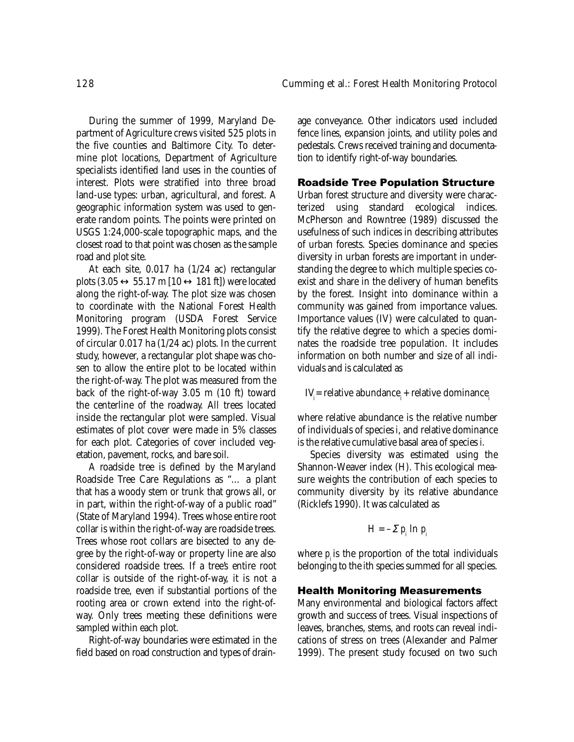During the summer of 1999, Maryland Department of Agriculture crews visited 525 plots in the five counties and Baltimore City. To determine plot locations, Department of Agriculture specialists identified land uses in the counties of interest. Plots were stratified into three broad land-use types: urban, agricultural, and forest. A geographic information system was used to generate random points. The points were printed on USGS 1:24,000-scale topographic maps, and the closest road to that point was chosen as the sample road and plot site.

At each site, 0.017 ha (1/24 ac) rectangular plots (3.05 ↔ 55.17 m [10 ↔ 181 ft]) were located along the right-of-way. The plot size was chosen to coordinate with the National Forest Health Monitoring program (USDA Forest Service 1999). The Forest Health Monitoring plots consist of circular 0.017 ha (1/24 ac) plots. In the current study, however, a rectangular plot shape was chosen to allow the entire plot to be located within the right-of-way. The plot was measured from the back of the right-of-way 3.05 m (10 ft) toward the centerline of the roadway. All trees located inside the rectangular plot were sampled. Visual estimates of plot cover were made in 5% classes for each plot. Categories of cover included vegetation, pavement, rocks, and bare soil.

A roadside tree is defined by the Maryland Roadside Tree Care Regulations as "... a plant that has a woody stem or trunk that grows all, or in part, within the right-of-way of a public road" (State of Maryland 1994). Trees whose entire root collar is within the right-of-way are roadside trees. Trees whose root collars are bisected to any degree by the right-of-way or property line are also considered roadside trees. If a tree's entire root collar is outside of the right-of-way, it is not a roadside tree, even if substantial portions of the rooting area or crown extend into the right-of-way. Only trees meeting these definitions were sampled within each plot.

Right-of-way boundaries were estimated in the field based on road construction and types of drainage conveyance. Other indicators used included fence lines, expansion joints, and utility poles and pedestals. Crews received training and documentation to identify right-of-way boundaries.

## Roadside Tree Population Structure

Urban forest structure and diversity were characterized using standard ecological indices. McPherson and Rowntree (1989) discussed the usefulness of such indices in describing attributes of urban forests. Species dominance and species diversity in urban forests are important in understanding the degree to which multiple species coexist and share in the delivery of human benefits by the forest. Insight into dominance within a community was gained from importance values. Importance values (IV) were calculated to quantify the relative degree to which a species dominates the roadside tree population. It includes information on both number and size of all individuals and is calculated as

$$IV_i = \text{relative abundance}_i + \text{relative dominance}_i$$

where relative abundance is the relative number of individuals of species *i*, and relative dominance is the relative cumulative basal area of species *i*.

Species diversity was estimated using the Shannon-Weaver index (H). This ecological measure weights the contribution of each species to community diversity by its relative abundance (Ricklefs 1990). It was calculated as

$$H = -\Sigma\, p_i \ln p_i$$

where $p_i$ is the proportion of the total individuals belonging to the ith species summed for all species.

## Health Monitoring Measurements

Many environmental and biological factors affect growth and success of trees. Visual inspections of leaves, branches, stems, and roots can reveal indications of stress on trees (Alexander and Palmer 1999). The present study focused on two such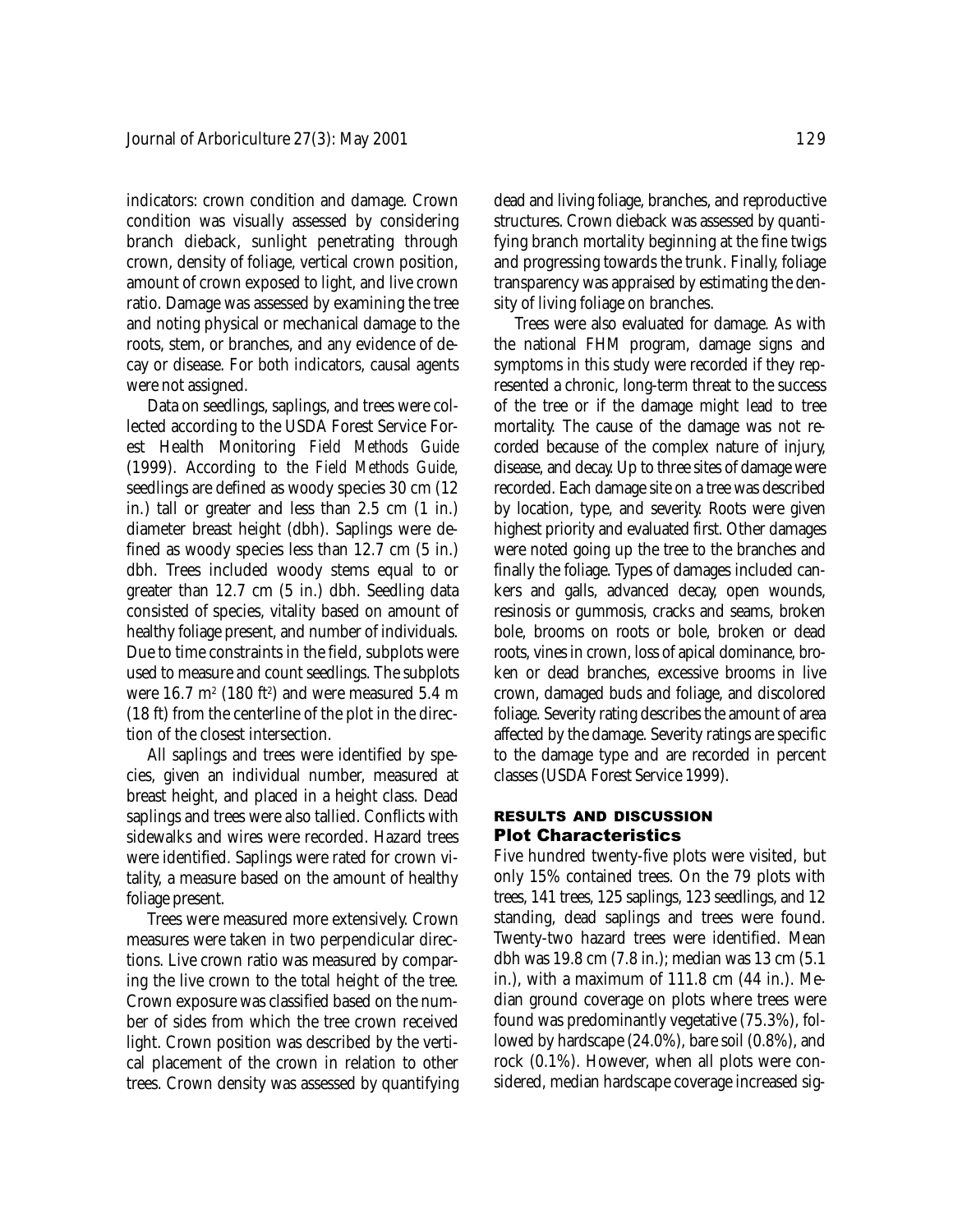indicators: crown condition and damage. Crown condition was visually assessed by considering branch dieback, sunlight penetrating through crown, density of foliage, vertical crown position, amount of crown exposed to light, and live crown ratio. Damage was assessed by examining the tree and noting physical or mechanical damage to the roots, stem, or branches, and any evidence of decay or disease. For both indicators, causal agents were not assigned.

Data on seedlings, saplings, and trees were collected according to the USDA Forest Service Forest Health Monitoring *Field Methods Guide* (1999). According to the *Field Methods Guide*, seedlings are defined as woody species 30 cm (12 in.) tall or greater and less than 2.5 cm (1 in.) diameter breast height (dbh). Saplings were defined as woody species less than 12.7 cm (5 in.) dbh. Trees included woody stems equal to or greater than 12.7 cm (5 in.) dbh. Seedling data consisted of species, vitality based on amount of healthy foliage present, and number of individuals. Due to time constraints in the field, subplots were used to measure and count seedlings. The subplots were 16.7 $m^2$ (180 $ft^2$) and were measured 5.4 m (18 ft) from the centerline of the plot in the direction of the closest intersection.

All saplings and trees were identified by species, given an individual number, measured at breast height, and placed in a height class. Dead saplings and trees were also tallied. Conflicts with sidewalks and wires were recorded. Hazard trees were identified. Saplings were rated for crown vitality, a measure based on the amount of healthy foliage present.

Trees were measured more extensively. Crown measures were taken in two perpendicular directions. Live crown ratio was measured by comparing the live crown to the total height of the tree. Crown exposure was classified based on the number of sides from which the tree crown received light. Crown position was described by the vertical placement of the crown in relation to other trees. Crown density was assessed by quantifying dead and living foliage, branches, and reproductive structures. Crown dieback was assessed by quantifying branch mortality beginning at the fine twigs and progressing towards the trunk. Finally, foliage transparency was appraised by estimating the density of living foliage on branches.

Trees were also evaluated for damage. As with the national FHM program, damage signs and symptoms in this study were recorded if they represented a chronic, long-term threat to the success of the tree or if the damage might lead to tree mortality. The cause of the damage was not recorded because of the complex nature of injury, disease, and decay. Up to three sites of damage were recorded. Each damage site on a tree was described by location, type, and severity. Roots were given highest priority and evaluated first. Other damages were noted going up the tree to the branches and finally the foliage. Types of damages included cankers and galls, advanced decay, open wounds, resinosis or gummosis, cracks and seams, broken bole, brooms on roots or bole, broken or dead roots, vines in crown, loss of apical dominance, broken or dead branches, excessive brooms in live crown, damaged buds and foliage, and discolored foliage. Severity rating describes the amount of area affected by the damage. Severity ratings are specific to the damage type and are recorded in percent classes (USDA Forest Service 1999).

## RESULTS AND DISCUSSION

### Plot Characteristics

Five hundred twenty-five plots were visited, but only 15% contained trees. On the 79 plots with trees, 141 trees, 125 saplings, 123 seedlings, and 12 standing, dead saplings and trees were found. Twenty-two hazard trees were identified. Mean dbh was 19.8 cm (7.8 in.); median was 13 cm (5.1 in.), with a maximum of 111.8 cm (44 in.). Median ground coverage on plots where trees were found was predominantly vegetative (75.3%), followed by hardscape (24.0%), bare soil (0.8%), and rock (0.1%). However, when all plots were considered, median hardscape coverage increased sig-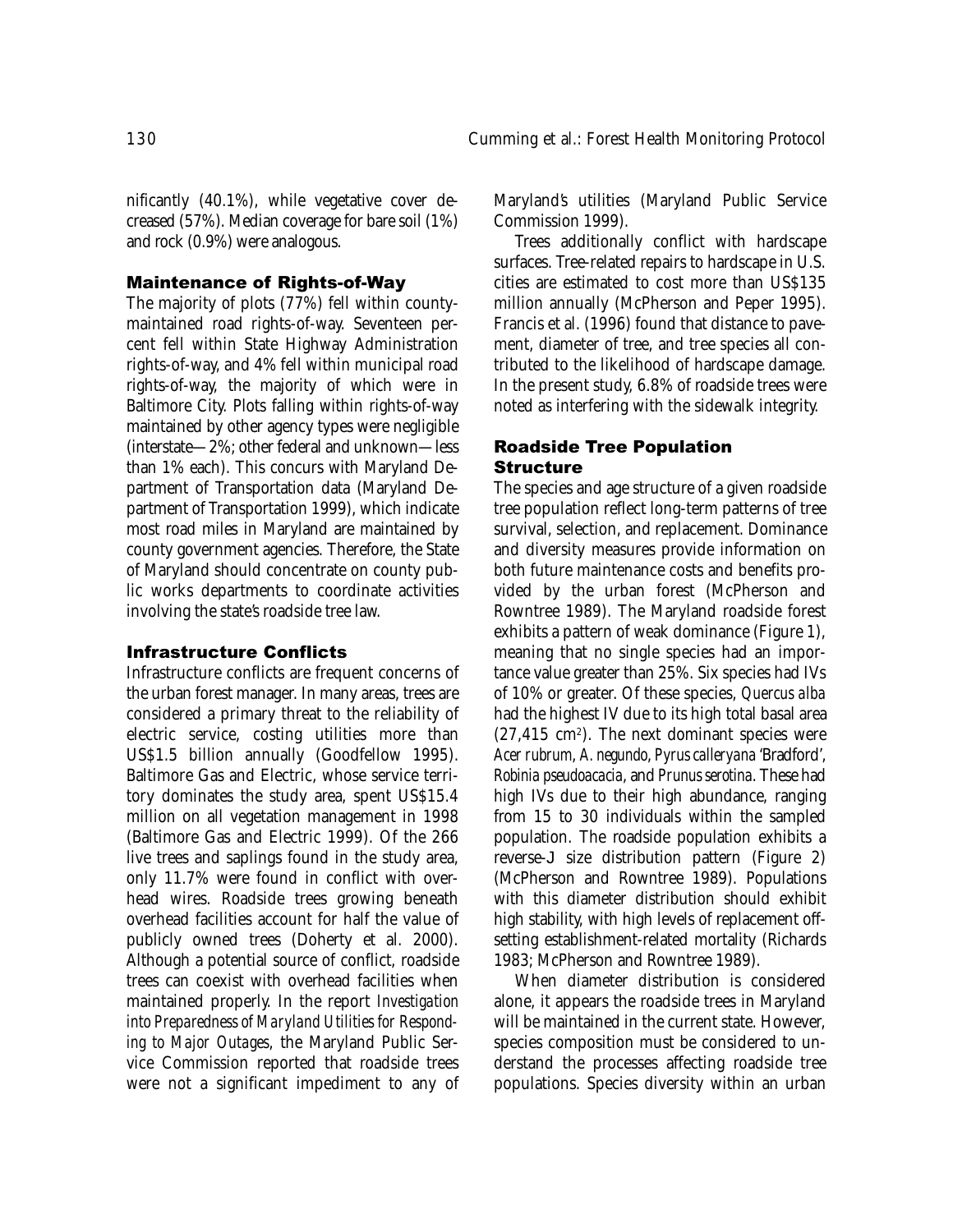nificantly (40.1%), while vegetative cover decreased (57%). Median coverage for bare soil (1%) and rock (0.9%) were analogous.

### Maintenance of Rights-of-Way

The majority of plots (77%) fell within county-maintained road rights-of-way. Seventeen percent fell within State Highway Administration rights-of-way, and 4% fell within municipal road rights-of-way, the majority of which were in Baltimore City. Plots falling within rights-of-way maintained by other agency types were negligible (interstate—2%; other federal and unknown—less than 1% each). This concurs with Maryland Department of Transportation data (Maryland Department of Transportation 1999), which indicate most road miles in Maryland are maintained by county government agencies. Therefore, the State of Maryland should concentrate on county public works departments to coordinate activities involving the state's roadside tree law.

### Infrastructure Conflicts

Infrastructure conflicts are frequent concerns of the urban forest manager. In many areas, trees are considered a primary threat to the reliability of electric service, costing utilities more than US$1.5 billion annually (Goodfellow 1995). Baltimore Gas and Electric, whose service territory dominates the study area, spent US$15.4 million on all vegetation management in 1998 (Baltimore Gas and Electric 1999). Of the 266 live trees and saplings found in the study area, only 11.7% were found in conflict with overhead wires. Roadside trees growing beneath overhead facilities account for half the value of publicly owned trees (Doherty et al. 2000). Although a potential source of conflict, roadside trees can coexist with overhead facilities when maintained properly. In the report *Investigation into Preparedness of Maryland Utilities for Responding to Major Outages*, the Maryland Public Service Commission reported that roadside trees were not a significant impediment to any of Maryland's utilities (Maryland Public Service Commission 1999).

Trees additionally conflict with hardscape surfaces. Tree-related repairs to hardscape in U.S. cities are estimated to cost more than US$135 million annually (McPherson and Peper 1995). Francis et al. (1996) found that distance to pavement, diameter of tree, and tree species all contributed to the likelihood of hardscape damage. In the present study, 6.8% of roadside trees were noted as interfering with the sidewalk integrity.

### Roadside Tree Population Structure

The species and age structure of a given roadside tree population reflect long-term patterns of tree survival, selection, and replacement. Dominance and diversity measures provide information on both future maintenance costs and benefits provided by the urban forest (McPherson and Rowntree 1989). The Maryland roadside forest exhibits a pattern of weak dominance (Figure 1), meaning that no single species had an importance value greater than 25%. Six species had IVs of 10% or greater. Of these species, *Quercus alba* had the highest IV due to its high total basal area (27,415 $cm^2$). The next dominant species were *Acer rubrum*, *A. negundo*, *Pyrus calleryana* 'Bradford', *Robinia pseudoacacia*, and *Prunus serotina*. These had high IVs due to their high abundance, ranging from 15 to 30 individuals within the sampled population. The roadside population exhibits a reverse-J size distribution pattern (Figure 2) (McPherson and Rowntree 1989). Populations with this diameter distribution should exhibit high stability, with high levels of replacement offsetting establishment-related mortality (Richards 1983; McPherson and Rowntree 1989).

When diameter distribution is considered alone, it appears the roadside trees in Maryland will be maintained in the current state. However, species composition must be considered to understand the processes affecting roadside tree populations. Species diversity within an urban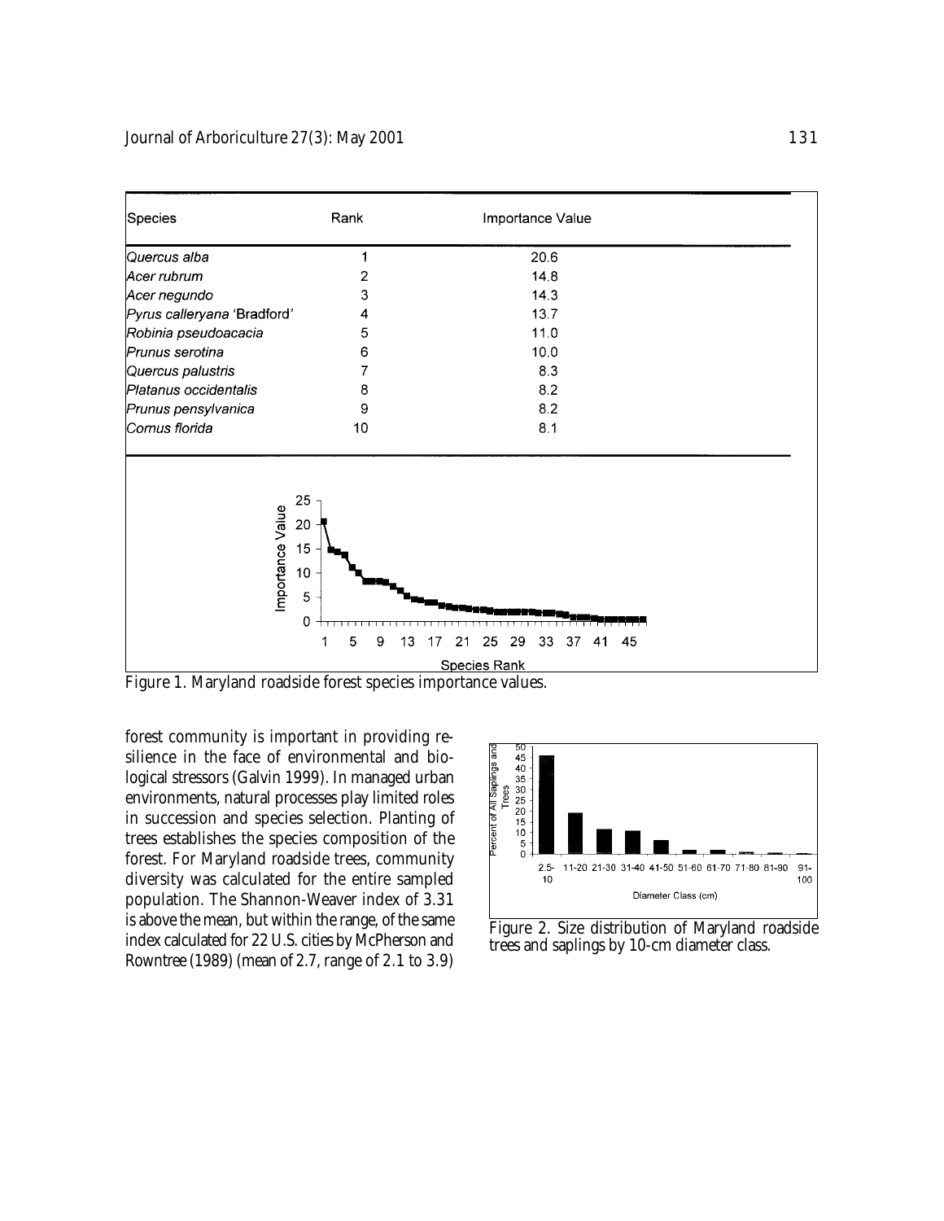| Species | Rank | Importance Value |
|---|---|---|
| *Quercus alba* | 1 | 20.6 |
| *Acer rubrum* | 2 | 14.8 |
| *Acer negundo* | 3 | 14.3 |
| *Pyrus calleryana* 'Bradford' | 4 | 13.7 |
| *Robinia pseudoacacia* | 5 | 11.0 |
| *Prunus serotina* | 6 | 10.0 |
| *Quercus palustris* | 7 | 8.3 |
| *Platanus occidentalis* | 8 | 8.2 |
| *Prunus pensylvanica* | 9 | 8.2 |
| *Cornus florida* | 10 | 8.1 |

Figure 1. Maryland roadside forest species importance values.

forest community is important in providing resilience in the face of environmental and biological stressors (Galvin 1999). In managed urban environments, natural processes play limited roles in succession and species selection. Planting of trees establishes the species composition of the forest. For Maryland roadside trees, community diversity was calculated for the entire sampled population. The Shannon-Weaver index of 3.31 is above the mean, but within the range, of the same index calculated for 22 U.S. cities by McPherson and Rowntree (1989) (mean of 2.7, range of 2.1 to 3.9)

Figure 2. Size distribution of Maryland roadside trees and saplings by 10-cm diameter class.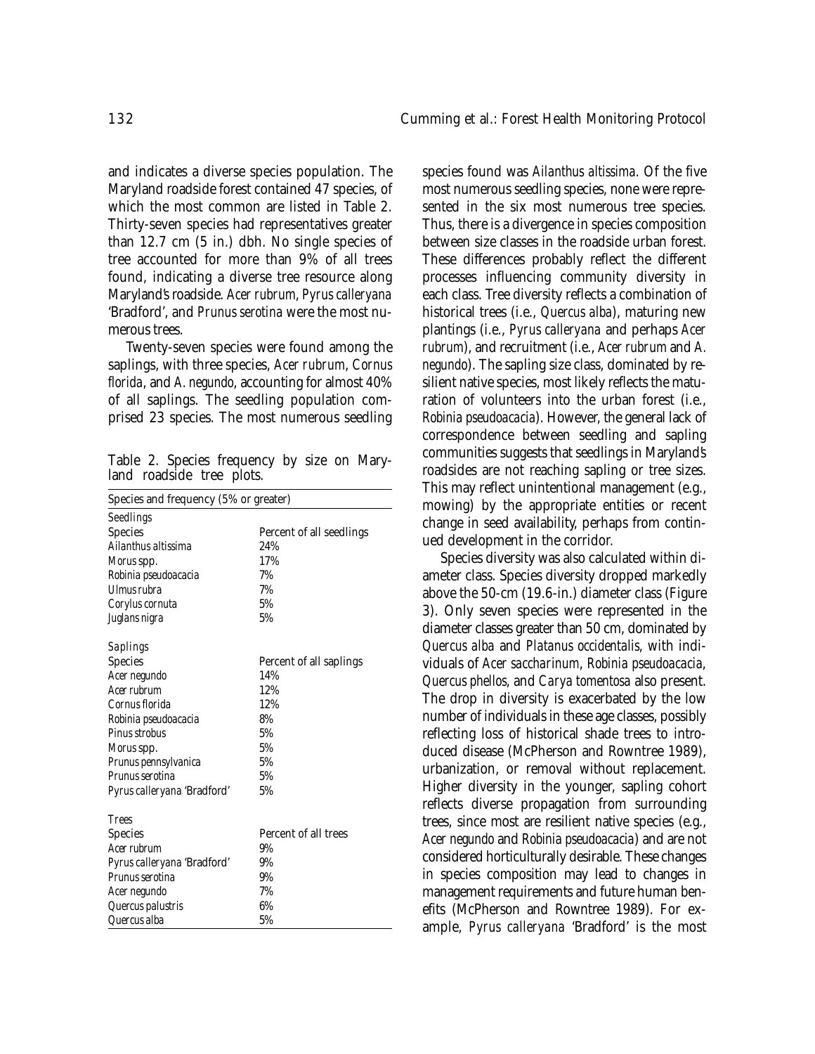and indicates a diverse species population. The Maryland roadside forest contained 47 species, of which the most common are listed in Table 2. Thirty-seven species had representatives greater than 12.7 cm (5 in.) dbh. No single species of tree accounted for more than 9% of all trees found, indicating a diverse tree resource along Maryland's roadside. *Acer rubrum*, *Pyrus calleryana* 'Bradford', and *Prunus serotina* were the most numerous trees.

Twenty-seven species were found among the saplings, with three species, *Acer rubrum*, *Cornus florida*, and *A. negundo*, accounting for almost 40% of all saplings. The seedling population comprised 23 species. The most numerous seedling species found was *Ailanthus altissima*. Of the five most numerous seedling species, none were represented in the six most numerous tree species. Thus, there is a divergence in species composition between size classes in the roadside urban forest. These differences probably reflect the different processes influencing community diversity in each class. Tree diversity reflects a combination of historical trees (i.e., *Quercus alba*), maturing new plantings (i.e., *Pyrus calleryana* and perhaps *Acer rubrum*), and recruitment (i.e., *Acer rubrum* and *A. negundo*). The sapling size class, dominated by resilient native species, most likely reflects the maturation of volunteers into the urban forest (i.e., *Robinia pseudoacacia*). However, the general lack of correspondence between seedling and sapling communities suggests that seedlings in Maryland's roadsides are not reaching sapling or tree sizes. This may reflect unintentional management (e.g., mowing) by the appropriate entities or recent change in seed availability, perhaps from continued development in the corridor.

Table 2. Species frequency by size on Maryland roadside tree plots.

| Species and frequency (5% or greater) | |
|---|---|
| *Seedlings* | |
| Species | Percent of all seedlings |
| *Ailanthus altissima* | 24% |
| *Morus* spp. | 17% |
| *Robinia pseudoacacia* | 7% |
| *Ulmus rubra* | 7% |
| *Corylus cornuta* | 5% |
| *Juglans nigra* | 5% |
| *Saplings* | |
| Species | Percent of all saplings |
| *Acer negundo* | 14% |
| *Acer rubrum* | 12% |
| *Cornus florida* | 12% |
| *Robinia pseudoacacia* | 8% |
| *Pinus strobus* | 5% |
| *Morus* spp. | 5% |
| *Prunus pennsylvanica* | 5% |
| *Prunus serotina* | 5% |
| *Pyrus calleryana* 'Bradford' | 5% |
| *Trees* | |
| Species | Percent of all trees |
| *Acer rubrum* | 9% |
| *Pyrus calleryana* 'Bradford' | 9% |
| *Prunus serotina* | 9% |
| *Acer negundo* | 7% |
| *Quercus palustris* | 6% |
| *Quercus alba* | 5% |

Species diversity was also calculated within diameter class. Species diversity dropped markedly above the 50-cm (19.6-in.) diameter class (Figure 3). Only seven species were represented in the diameter classes greater than 50 cm, dominated by *Quercus alba* and *Platanus occidentalis*, with individuals of *Acer saccharinum*, *Robinia pseudoacacia*, *Quercus phellos*, and *Carya tomentosa* also present. The drop in diversity is exacerbated by the low number of individuals in these age classes, possibly reflecting loss of historical shade trees to introduced disease (McPherson and Rowntree 1989), urbanization, or removal without replacement. Higher diversity in the younger, sapling cohort reflects diverse propagation from surrounding trees, since most are resilient native species (e.g., *Acer negundo* and *Robinia pseudoacacia*) and are not considered horticulturally desirable. These changes in species composition may lead to changes in management requirements and future human benefits (McPherson and Rowntree 1989). For example, *Pyrus calleryana* 'Bradford' is the most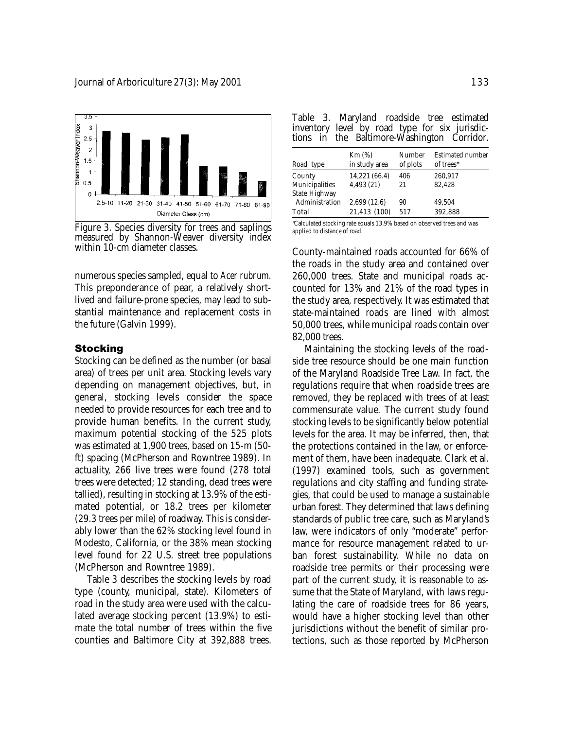Figure 3. Species diversity for trees and saplings measured by Shannon-Weaver diversity index within 10-cm diameter classes.

numerous species sampled, equal to *Acer rubrum*. This preponderance of pear, a relatively short-lived and failure-prone species, may lead to substantial maintenance and replacement costs in the future (Galvin 1999).

### Stocking

Stocking can be defined as the number (or basal area) of trees per unit area. Stocking levels vary depending on management objectives, but, in general, stocking levels consider the space needed to provide resources for each tree and to provide human benefits. In the current study, maximum potential stocking of the 525 plots was estimated at 1,900 trees, based on 15-m (50-ft) spacing (McPherson and Rowntree 1989). In actuality, 266 live trees were found (278 total trees were detected; 12 standing, dead trees were tallied), resulting in stocking at 13.9% of the estimated potential, or 18.2 trees per kilometer (29.3 trees per mile) of roadway. This is considerably lower than the 62% stocking level found in Modesto, California, or the 38% mean stocking level found for 22 U.S. street tree populations (McPherson and Rowntree 1989).

Table 3 describes the stocking levels by road type (county, municipal, state). Kilometers of road in the study area were used with the calculated average stocking percent (13.9%) to estimate the total number of trees within the five counties and Baltimore City at 392,888 trees.

Table 3. Maryland roadside tree estimated inventory level by road type for six jurisdictions in the Baltimore-Washington Corridor.

| Road type | Km (%) in study area | Number of plots | Estimated number of trees* |
|---|---|---|---|
| County | 14,221 (66.4) | 406 | 260,917 |
| Municipalities | 4,493 (21) | 21 | 82,428 |
| State Highway Administration | 2,699 (12.6) | 90 | 49,504 |
| Total | 21,413 (100) | 517 | 392,888 |

*Calculated stocking rate equals 13.9% based on observed trees and was applied to distance of road.

County-maintained roads accounted for 66% of the roads in the study area and contained over 260,000 trees. State and municipal roads accounted for 13% and 21% of the road types in the study area, respectively. It was estimated that state-maintained roads are lined with almost 50,000 trees, while municipal roads contain over 82,000 trees.

Maintaining the stocking levels of the roadside tree resource should be one main function of the Maryland Roadside Tree Law. In fact, the regulations require that when roadside trees are removed, they be replaced with trees of at least commensurate value. The current study found stocking levels to be significantly below potential levels for the area. It may be inferred, then, that the protections contained in the law, or enforcement of them, have been inadequate. Clark et al. (1997) examined tools, such as government regulations and city staffing and funding strategies, that could be used to manage a sustainable urban forest. They determined that laws defining standards of public tree care, such as Maryland's law, were indicators of only "moderate" performance for resource management related to urban forest sustainability. While no data on roadside tree permits or their processing were part of the current study, it is reasonable to assume that the State of Maryland, with laws regulating the care of roadside trees for 86 years, would have a higher stocking level than other jurisdictions without the benefit of similar protections, such as those reported by McPherson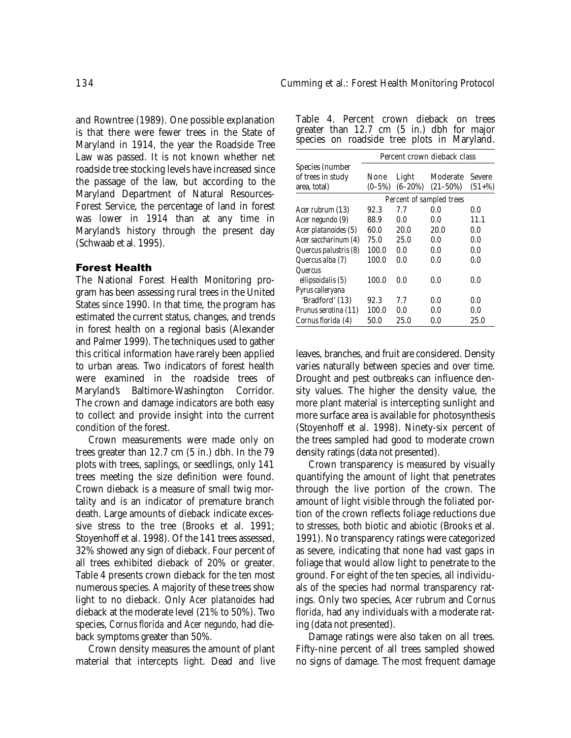and Rowntree (1989). One possible explanation is that there were fewer trees in the State of Maryland in 1914, the year the Roadside Tree Law was passed. It is not known whether net roadside tree stocking levels have increased since the passage of the law, but according to the Maryland Department of Natural Resources-Forest Service, the percentage of land in forest was lower in 1914 than at any time in Maryland's history through the present day (Schwaab et al. 1995).

## Forest Health

The National Forest Health Monitoring program has been assessing rural trees in the United States since 1990. In that time, the program has estimated the current status, changes, and trends in forest health on a regional basis (Alexander and Palmer 1999). The techniques used to gather this critical information have rarely been applied to urban areas. Two indicators of forest health were examined in the roadside trees of Maryland's Baltimore-Washington Corridor. The crown and damage indicators are both easy to collect and provide insight into the current condition of the forest.

Crown measurements were made only on trees greater than 12.7 cm (5 in.) dbh. In the 79 plots with trees, saplings, or seedlings, only 141 trees meeting the size definition were found. Crown dieback is a measure of small twig mortality and is an indicator of premature branch death. Large amounts of dieback indicate excessive stress to the tree (Brooks et al. 1991; Stoyenhoff et al. 1998). Of the 141 trees assessed, 32% showed any sign of dieback. Four percent of all trees exhibited dieback of 20% or greater. Table 4 presents crown dieback for the ten most numerous species. A majority of these trees show light to no dieback. Only *Acer platanoides* had dieback at the moderate level (21% to 50%). Two species, *Cornus florida* and *Acer negundo,* had dieback symptoms greater than 50%.

Table 4. Percent crown dieback on trees greater than 12.7 cm (5 in.) dbh for major species on roadside tree plots in Maryland.

| Species (number of trees in study area, total) | Percent crown dieback class | | | |
|---|---|---|---|---|
| | None (0–5%) | Light (6–20%) | Moderate (21–50%) | Severe (51+%) |
| | *Percent of sampled trees* | | | |
| *Acer rubrum* (13) | 92.3 | 7.7 | 0.0 | 0.0 |
| *Acer negundo* (9) | 88.9 | 0.0 | 0.0 | 11.1 |
| *Acer platanoides* (5) | 60.0 | 20.0 | 20.0 | 0.0 |
| *Acer saccharinum* (4) | 75.0 | 25.0 | 0.0 | 0.0 |
| *Quercus palustris* (8) | 100.0 | 0.0 | 0.0 | 0.0 |
| *Quercus alba* (7) | 100.0 | 0.0 | 0.0 | 0.0 |
| *Quercus ellipsoidalis* (5) | 100.0 | 0.0 | 0.0 | 0.0 |
| *Pyrus calleryana* 'Bradford' (13) | 92.3 | 7.7 | 0.0 | 0.0 |
| *Prunus serotina* (11) | 100.0 | 0.0 | 0.0 | 0.0 |
| *Cornus florida* (4) | 50.0 | 25.0 | 0.0 | 25.0 |

Crown density measures the amount of plant material that intercepts light. Dead and live leaves, branches, and fruit are considered. Density varies naturally between species and over time. Drought and pest outbreaks can influence density values. The higher the density value, the more plant material is intercepting sunlight and more surface area is available for photosynthesis (Stoyenhoff et al. 1998). Ninety-six percent of the trees sampled had good to moderate crown density ratings (data not presented).

Crown transparency is measured by visually quantifying the amount of light that penetrates through the live portion of the crown. The amount of light visible through the foliated portion of the crown reflects foliage reductions due to stresses, both biotic and abiotic (Brooks et al. 1991). No transparency ratings were categorized as severe, indicating that none had vast gaps in foliage that would allow light to penetrate to the ground. For eight of the ten species, all individuals of the species had normal transparency ratings. Only two species, *Acer rubrum* and *Cornus florida,* had any individuals with a moderate rating (data not presented).

Damage ratings were also taken on all trees. Fifty-nine percent of all trees sampled showed no signs of damage. The most frequent damage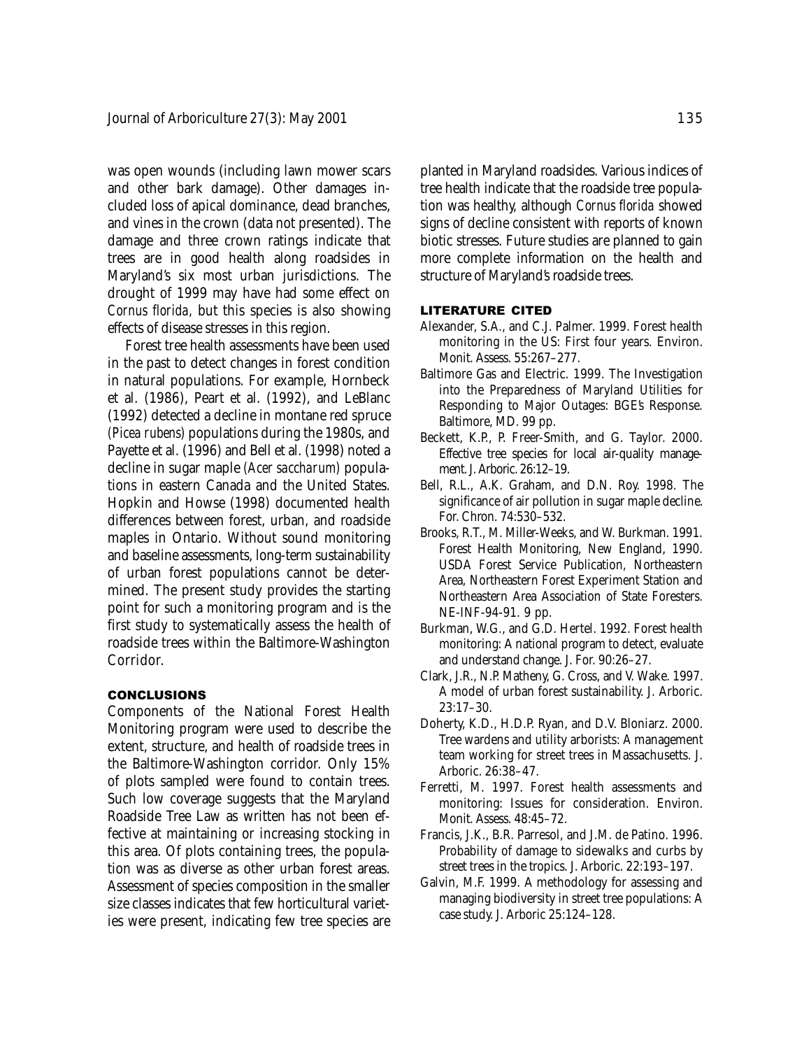was open wounds (including lawn mower scars and other bark damage). Other damages included loss of apical dominance, dead branches, and vines in the crown (data not presented). The damage and three crown ratings indicate that trees are in good health along roadsides in Maryland's six most urban jurisdictions. The drought of 1999 may have had some effect on *Cornus florida*, but this species is also showing effects of disease stresses in this region.

Forest tree health assessments have been used in the past to detect changes in forest condition in natural populations. For example, Hornbeck et al. (1986), Peart et al. (1992), and LeBlanc (1992) detected a decline in montane red spruce (*Picea rubens*) populations during the 1980s, and Payette et al. (1996) and Bell et al. (1998) noted a decline in sugar maple (*Acer saccharum*) populations in eastern Canada and the United States. Hopkin and Howse (1998) documented health differences between forest, urban, and roadside maples in Ontario. Without sound monitoring and baseline assessments, long-term sustainability of urban forest populations cannot be determined. The present study provides the starting point for such a monitoring program and is the first study to systematically assess the health of roadside trees within the Baltimore-Washington Corridor.

## CONCLUSIONS

Components of the National Forest Health Monitoring program were used to describe the extent, structure, and health of roadside trees in the Baltimore-Washington corridor. Only 15% of plots sampled were found to contain trees. Such low coverage suggests that the Maryland Roadside Tree Law as written has not been effective at maintaining or increasing stocking in this area. Of plots containing trees, the population was as diverse as other urban forest areas. Assessment of species composition in the smaller size classes indicates that few horticultural varieties were present, indicating few tree species are planted in Maryland roadsides. Various indices of tree health indicate that the roadside tree population was healthy, although *Cornus florida* showed signs of decline consistent with reports of known biotic stresses. Future studies are planned to gain more complete information on the health and structure of Maryland's roadside trees.

## LITERATURE CITED

Alexander, S.A., and C.J. Palmer. 1999. Forest health monitoring in the US: First four years. Environ. Monit. Assess. 55:267–277.

Baltimore Gas and Electric. 1999. The Investigation into the Preparedness of Maryland Utilities for Responding to Major Outages: BGE's Response. Baltimore, MD. 99 pp.

Beckett, K.P., P. Freer-Smith, and G. Taylor. 2000. Effective tree species for local air-quality management. J. Arboric. 26:12–19.

Bell, R.L., A.K. Graham, and D.N. Roy. 1998. The significance of air pollution in sugar maple decline. For. Chron. 74:530–532.

Brooks, R.T., M. Miller-Weeks, and W. Burkman. 1991. Forest Health Monitoring, New England, 1990. USDA Forest Service Publication, Northeastern Area, Northeastern Forest Experiment Station and Northeastern Area Association of State Foresters. NE-INF-94-91. 9 pp.

Burkman, W.G., and G.D. Hertel. 1992. Forest health monitoring: A national program to detect, evaluate and understand change. J. For. 90:26–27.

Clark, J.R., N.P. Matheny, G. Cross, and V. Wake. 1997. A model of urban forest sustainability. J. Arboric. 23:17–30.

Doherty, K.D., H.D.P. Ryan, and D.V. Bloniarz. 2000. Tree wardens and utility arborists: A management team working for street trees in Massachusetts. J. Arboric. 26:38–47.

Ferretti, M. 1997. Forest health assessments and monitoring: Issues for consideration. Environ. Monit. Assess. 48:45–72.

Francis, J.K., B.R. Parresol, and J.M. de Patino. 1996. Probability of damage to sidewalks and curbs by street trees in the tropics. J. Arboric. 22:193–197.

Galvin, M.F. 1999. A methodology for assessing and managing biodiversity in street tree populations: A case study. J. Arboric 25:124–128.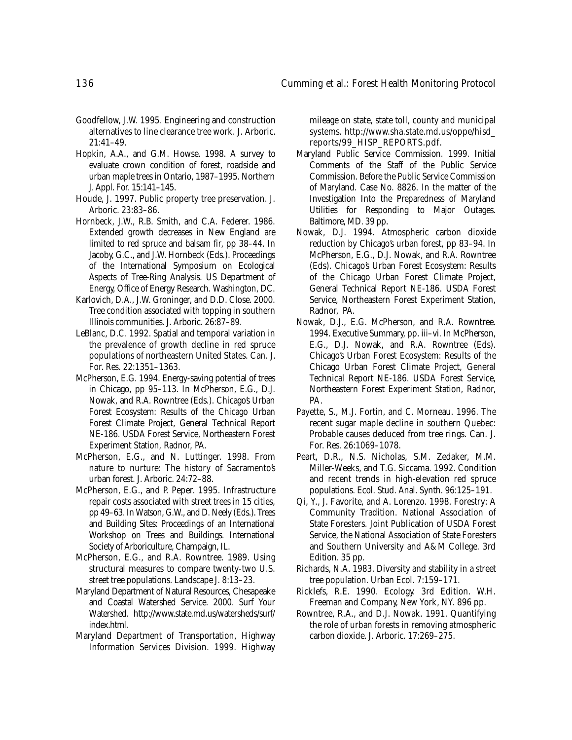Goodfellow, J.W. 1995. Engineering and construction alternatives to line clearance tree work. J. Arboric. 21:41–49.

Hopkin, A.A., and G.M. Howse. 1998. A survey to evaluate crown condition of forest, roadside and urban maple trees in Ontario, 1987–1995. Northern J. Appl. For. 15:141–145.

Houde, J. 1997. Public property tree preservation. J. Arboric. 23:83–86.

Hornbeck, J.W., R.B. Smith, and C.A. Federer. 1986. Extended growth decreases in New England are limited to red spruce and balsam fir, pp 38–44. In Jacoby, G.C., and J.W. Hornbeck (Eds.). Proceedings of the International Symposium on Ecological Aspects of Tree-Ring Analysis. US Department of Energy, Office of Energy Research. Washington, DC.

Karlovich, D.A., J.W. Groninger, and D.D. Close. 2000. Tree condition associated with topping in southern Illinois communities. J. Arboric. 26:87–89.

LeBlanc, D.C. 1992. Spatial and temporal variation in the prevalence of growth decline in red spruce populations of northeastern United States. Can. J. For. Res. 22:1351–1363.

McPherson, E.G. 1994. Energy-saving potential of trees in Chicago, pp 95–113. In McPherson, E.G., D.J. Nowak, and R.A. Rowntree (Eds.). Chicago's Urban Forest Ecosystem: Results of the Chicago Urban Forest Climate Project, General Technical Report NE-186. USDA Forest Service, Northeastern Forest Experiment Station, Radnor, PA.

McPherson, E.G., and N. Luttinger. 1998. From nature to nurture: The history of Sacramento's urban forest. J. Arboric. 24:72–88.

McPherson, E.G., and P. Peper. 1995. Infrastructure repair costs associated with street trees in 15 cities, pp 49–63. In Watson, G.W., and D. Neely (Eds.). Trees and Building Sites: Proceedings of an International Workshop on Trees and Buildings. International Society of Arboriculture, Champaign, IL.

McPherson, E.G., and R.A. Rowntree. 1989. Using structural measures to compare twenty-two U.S. street tree populations. Landscape J. 8:13–23.

Maryland Department of Natural Resources, Chesapeake and Coastal Watershed Service. 2000. Surf Your Watershed. http://www.state.md.us/watersheds/surf/index.html.

Maryland Department of Transportation, Highway Information Services Division. 1999. Highway mileage on state, state toll, county and municipal systems. http://www.sha.state.md.us/oppe/hisd_reports/99_HISP_REPORTS.pdf.

Maryland Public Service Commission. 1999. Initial Comments of the Staff of the Public Service Commission. Before the Public Service Commission of Maryland. Case No. 8826. In the matter of the Investigation Into the Preparedness of Maryland Utilities for Responding to Major Outages. Baltimore, MD. 39 pp.

Nowak, D.J. 1994. Atmospheric carbon dioxide reduction by Chicago's urban forest, pp 83–94. In McPherson, E.G., D.J. Nowak, and R.A. Rowntree (Eds). Chicago's Urban Forest Ecosystem: Results of the Chicago Urban Forest Climate Project, General Technical Report NE-186. USDA Forest Service, Northeastern Forest Experiment Station, Radnor, PA.

Nowak, D.J., E.G. McPherson, and R.A. Rowntree. 1994. Executive Summary, pp. iii–vi. In McPherson, E.G., D.J. Nowak, and R.A. Rowntree (Eds). Chicago's Urban Forest Ecosystem: Results of the Chicago Urban Forest Climate Project, General Technical Report NE-186. USDA Forest Service, Northeastern Forest Experiment Station, Radnor, PA.

Payette, S., M.J. Fortin, and C. Morneau. 1996. The recent sugar maple decline in southern Quebec: Probable causes deduced from tree rings. Can. J. For. Res. 26:1069–1078.

Peart, D.R., N.S. Nicholas, S.M. Zedaker, M.M. Miller-Weeks, and T.G. Siccama. 1992. Condition and recent trends in high-elevation red spruce populations. Ecol. Stud. Anal. Synth. 96:125–191.

Qi, Y., J. Favorite, and A. Lorenzo. 1998. Forestry: A Community Tradition. National Association of State Foresters. Joint Publication of USDA Forest Service, the National Association of State Foresters and Southern University and A&M College. 3rd Edition. 35 pp.

Richards, N.A. 1983. Diversity and stability in a street tree population. Urban Ecol. 7:159–171.

Ricklefs, R.E. 1990. Ecology. 3rd Edition. W.H. Freeman and Company, New York, NY. 896 pp.

Rowntree, R.A., and D.J. Nowak. 1991. Quantifying the role of urban forests in removing atmospheric carbon dioxide. J. Arboric. 17:269–275.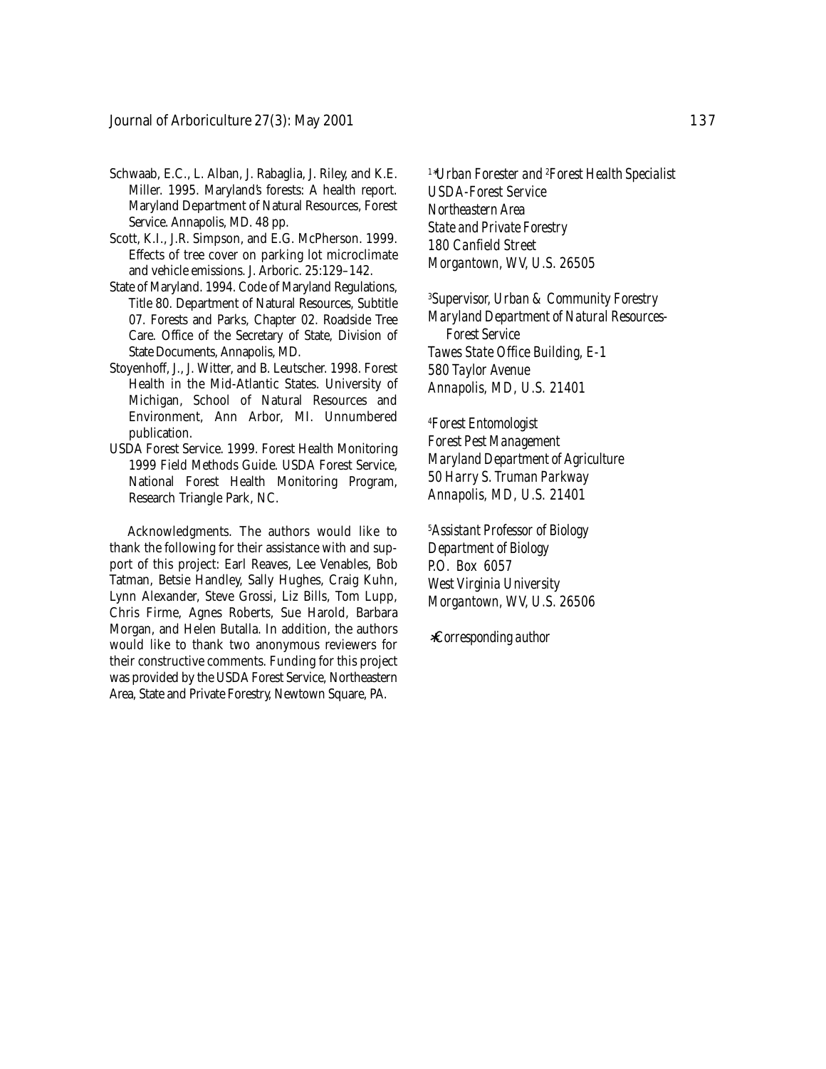Schwaab, E.C., L. Alban, J. Rabaglia, J. Riley, and K.E. Miller. 1995. Maryland's forests: A health report. Maryland Department of Natural Resources, Forest Service. Annapolis, MD. 48 pp.

Scott, K.I., J.R. Simpson, and E.G. McPherson. 1999. Effects of tree cover on parking lot microclimate and vehicle emissions. J. Arboric. 25:129–142.

State of Maryland. 1994. Code of Maryland Regulations, Title 80. Department of Natural Resources, Subtitle 07. Forests and Parks, Chapter 02. Roadside Tree Care. Office of the Secretary of State, Division of State Documents, Annapolis, MD.

Stoyenhoff, J., J. Witter, and B. Leutscher. 1998. Forest Health in the Mid-Atlantic States. University of Michigan, School of Natural Resources and Environment, Ann Arbor, MI. Unnumbered publication.

USDA Forest Service. 1999. Forest Health Monitoring 1999 Field Methods Guide. USDA Forest Service, National Forest Health Monitoring Program, Research Triangle Park, NC.

Acknowledgments. The authors would like to thank the following for their assistance with and support of this project: Earl Reaves, Lee Venables, Bob Tatman, Betsie Handley, Sally Hughes, Craig Kuhn, Lynn Alexander, Steve Grossi, Liz Bills, Tom Lupp, Chris Firme, Agnes Roberts, Sue Harold, Barbara Morgan, and Helen Butalla. In addition, the authors would like to thank two anonymous reviewers for their constructive comments. Funding for this project was provided by the USDA Forest Service, Northeastern Area, State and Private Forestry, Newtown Square, PA.

*[1*]Urban Forester and [2]Forest Health Specialist*
*USDA-Forest Service*
*Northeastern Area*
*State and Private Forestry*
*180 Canfield Street*
*Morgantown, WV, U.S. 26505*

*[3]Supervisor, Urban & Community Forestry*
*Maryland Department of Natural Resources-Forest Service*
*Tawes State Office Building, E-1*
*580 Taylor Avenue*
*Annapolis, MD, U.S. 21401*

*[4]Forest Entomologist*
*Forest Pest Management*
*Maryland Department of Agriculture*
*50 Harry S. Truman Parkway*
*Annapolis, MD, U.S. 21401*

*[5]Assistant Professor of Biology*
*Department of Biology*
*P.O. Box 6057*
*West Virginia University*
*Morgantown, WV, U.S. 26506*

*Corresponding author